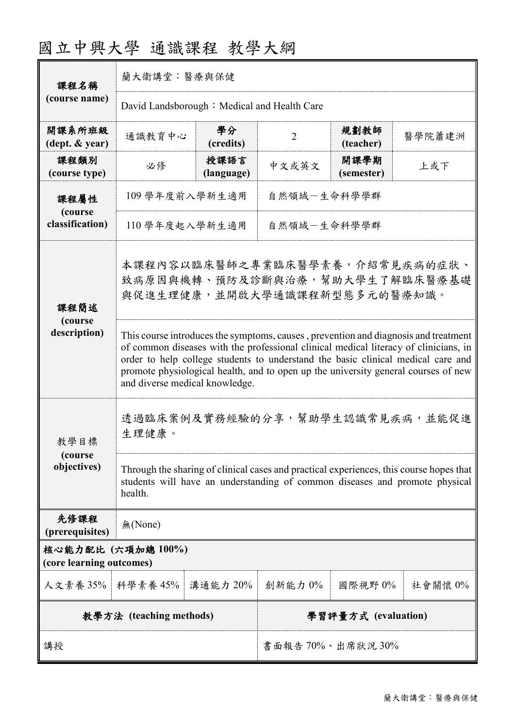# 國立中興大學 通識課程 教學大綱

| 課程名稱 (course name) | 蘭大衛講堂：醫療與保健 | | | | |
|---|---|---|---|---|---|
| | David Landsborough：Medical and Health Care | | | | |
| 開課系所班級 (dept. & year) | 通識教育中心 | 學分 (credits) | 2 | 規劃教師 (teacher) | 醫學院蕭建洲 |
| 課程類別 (course type) | 必修 | 授課語言 (language) | 中文或英文 | 開課學期 (semester) | 上或下 |
| 課程屬性 (course classification) | 109 學年度前入學新生適用 | | 自然領域－生命科學學群 | | |
| | 110 學年度起入學新生適用 | | 自然領域－生命科學學群 | | |
| 課程簡述 (course description) | 本課程內容以臨床醫師之專業臨床醫學素養，介紹常見疾病的症狀、致病原因與機轉、預防及診斷與治療，幫助大學生了解臨床醫療基礎與促進生理健康，並開啟大學通識課程新型態多元的醫療知識。 | | | | |
| | This course introduces the symptoms, causes , prevention and diagnosis and treatment of common diseases with the professional clinical medical literacy of clinicians, in order to help college students to understand the basic clinical medical care and promote physiological health, and to open up the university general courses of new and diverse medical knowledge. | | | | |
| 教學目標 (course objectives) | 透過臨床案例及實務經驗的分享，幫助學生認識常見疾病，並能促進生理健康。 | | | | |
| | Through the sharing of clinical cases and practical experiences, this course hopes that students will have an understanding of common diseases and promote physical health. | | | | |
| 先修課程 (prerequisites) | 無(None) | | | | |

| 核心能力配比 (六項加總 100%) (core learning outcomes) | | | | | |
|---|---|---|---|---|---|
| 人文素養 35% | 科學素養 45% | 溝通能力 20% | 創新能力 0% | 國際視野 0% | 社會關懷 0% |

| 教學方法 (teaching methods) | 學習評量方式 (evaluation) |
|---|---|
| 講授 | 書面報告 70%、出席狀況 30% |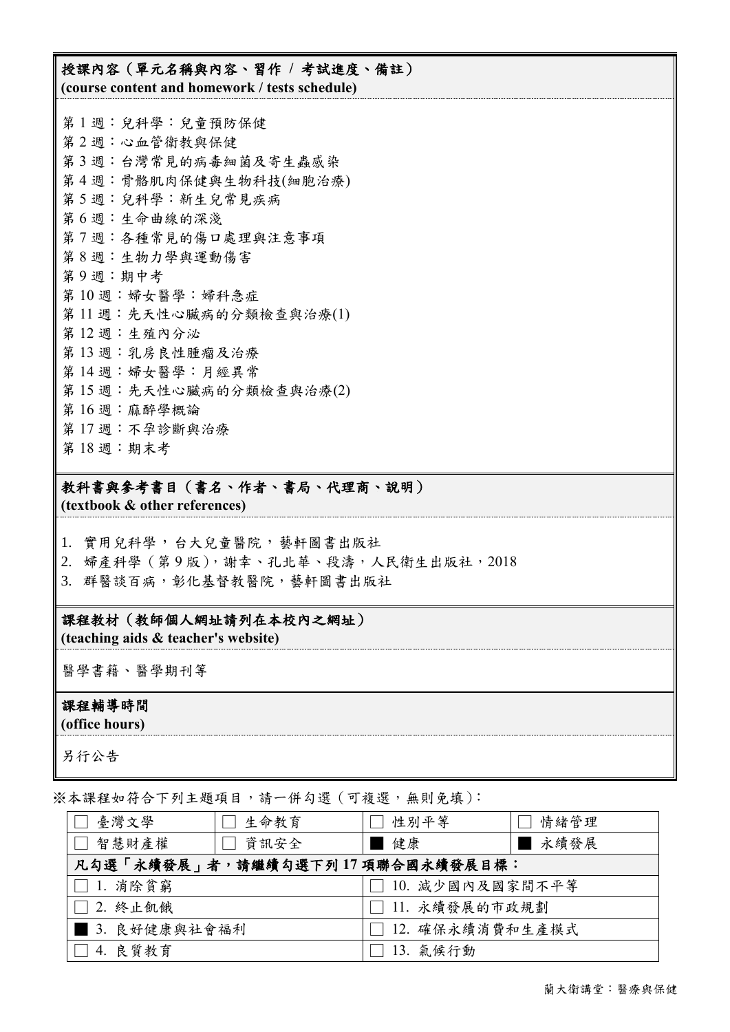## 授課內容（單元名稱與內容、習作 / 考試進度、備註）
**(course content and homework / tests schedule)**

第 1 週：兒科學：兒童預防保健
第 2 週：心血管衛教與保健
第 3 週：台灣常見的病毒細菌及寄生蟲感染
第 4 週：骨骼肌肉保健與生物科技(細胞治療)
第 5 週：兒科學：新生兒常見疾病
第 6 週：生命曲線的深淺
第 7 週：各種常見的傷口處理與注意事項
第 8 週：生物力學與運動傷害
第 9 週：期中考
第 10 週：婦女醫學：婦科急症
第 11 週：先天性心臟病的分類檢查與治療(1)
第 12 週：生殖內分泌
第 13 週：乳房良性腫瘤及治療
第 14 週：婦女醫學：月經異常
第 15 週：先天性心臟病的分類檢查與治療(2)
第 16 週：麻醉學概論
第 17 週：不孕診斷與治療
第 18 週：期末考

## 教科書與參考書目（書名、作者、書局、代理商、說明）
**(textbook & other references)**

1. 實用兒科學，台大兒童醫院，藝軒圖書出版社
2. 婦產科學（第 9 版），謝幸、孔北華、段濤，人民衛生出版社，2018
3. 群醫談百病，彰化基督教醫院，藝軒圖書出版社

## 課程教材（教師個人網址請列在本校內之網址）
**(teaching aids & teacher's website)**

醫學書籍、醫學期刊等

## 課程輔導時間
**(office hours)**

另行公告

※本課程如符合下列主題項目，請一併勾選（可複選，無則免填）：

| | | | |
|---|---|---|---|
| ☐ 臺灣文學 | ☐ 生命教育 | ☐ 性別平等 | ☐ 情緒管理 |
| ☐ 智慧財產權 | ☐ 資訊安全 | ■ 健康 | ■ 永續發展 |
| 凡勾選「永續發展」者，請繼續勾選下列 17 項聯合國永續發展目標： | | | |
| ☐ 1. 消除貧窮 | | ☐ 10. 減少國內及國家間不平等 | |
| ☐ 2. 終止飢餓 | | ☐ 11. 永續發展的市政規劃 | |
| ■ 3. 良好健康與社會福利 | | ☐ 12. 確保永續消費和生產模式 | |
| ☐ 4. 良質教育 | | ☐ 13. 氣候行動 | |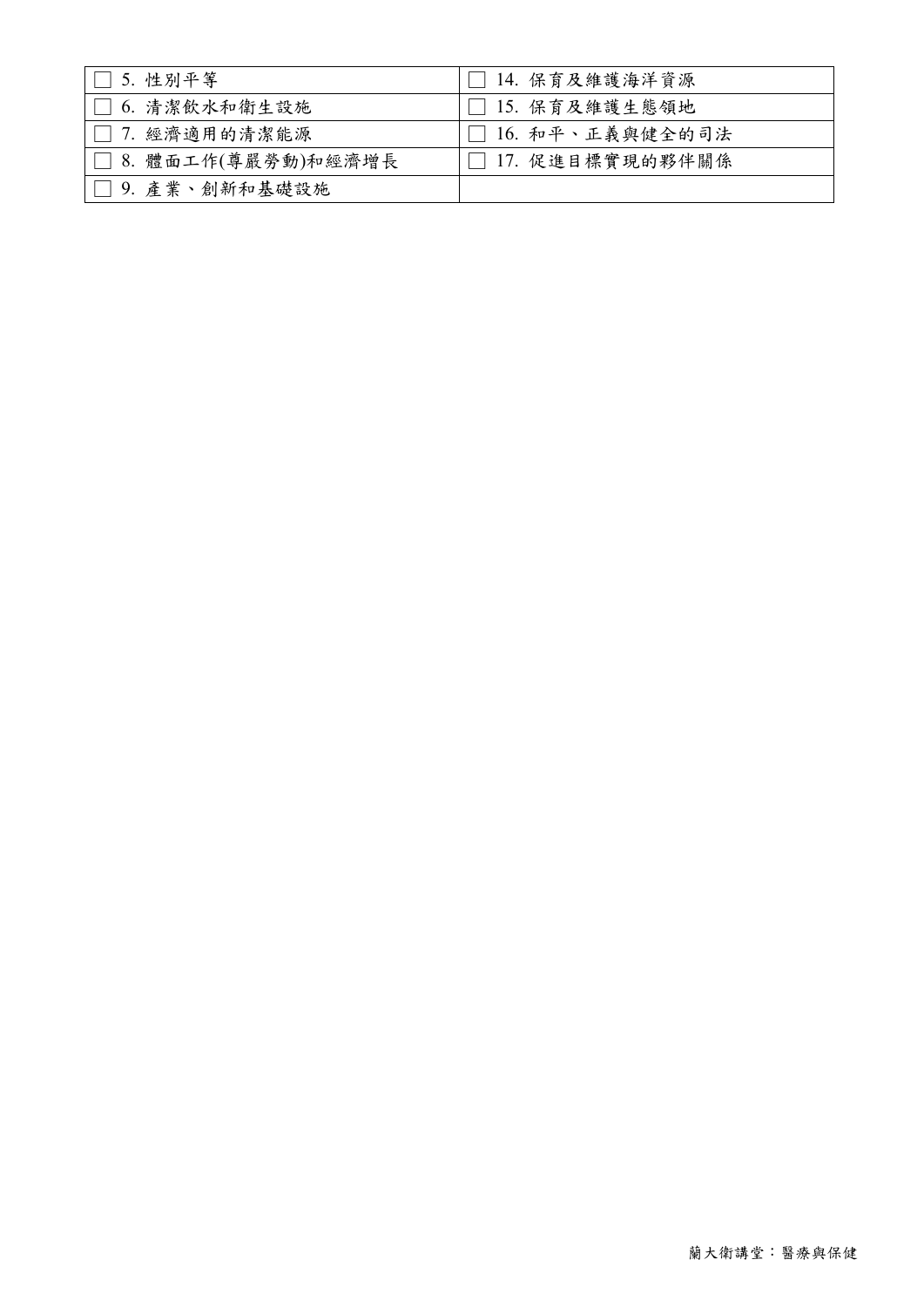| | |
|---|---|
| ☐ 5. 性別平等 | ☐ 14. 保育及維護海洋資源 |
| ☐ 6. 清潔飲水和衛生設施 | ☐ 15. 保育及維護生態領地 |
| ☐ 7. 經濟適用的清潔能源 | ☐ 16. 和平、正義與健全的司法 |
| ☐ 8. 體面工作(尊嚴勞動)和經濟增長 | ☐ 17. 促進目標實現的夥伴關係 |
| ☐ 9. 產業、創新和基礎設施 | |